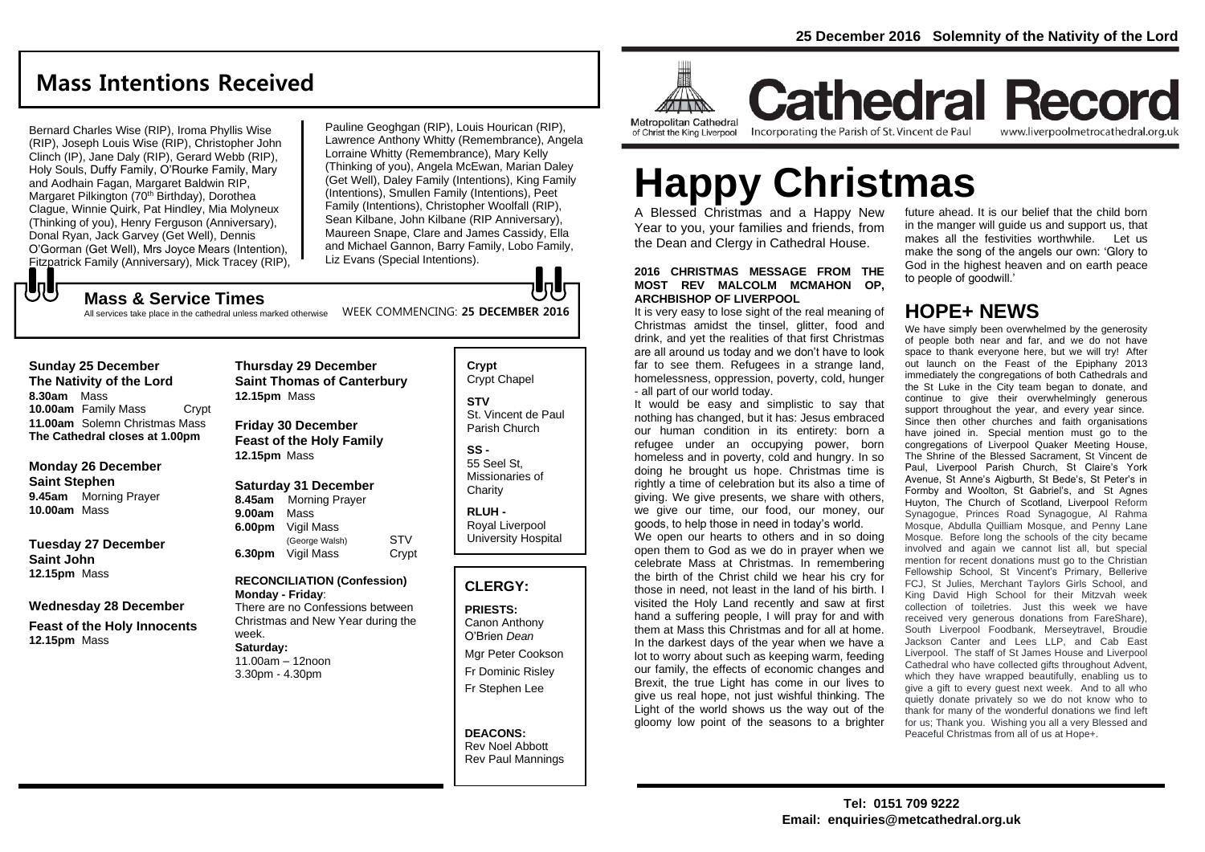# Mass Intentions Received

Bernard Charles Wise (RIP), Iroma Phyllis Wise (RIP), Joseph Louis Wise (RIP), Christopher John Clinch (IP), Jane Daly (RIP), Gerard Webb (RIP), Holy Souls, Duffy Family, O'Rourke Family, Mary and Aodhain Fagan, Margaret Baldwin RIP, Margaret Pilkington (70th Birthday), Dorothea Clague, Winnie Quirk, Pat Hindley, Mia Molyneux (Thinking of you), Henry Ferguson (Anniversary), Donal Ryan, Jack Garvey (Get Well), Dennis O'Gorman (Get Well), Mrs Joyce Mears (Intention), Fitzpatrick Family (Anniversary), Mick Tracey (RIP), Pauline Geoghgan (RIP), Louis Hourican (RIP), Lawrence Anthony Whitty (Remembrance), Angela Lorraine Whitty (Remembrance), Mary Kelly (Thinking of you), Angela McEwan, Marian Daley (Get Well), Daley Family (Intentions), King Family (Intentions), Smullen Family (Intentions), Peet Family (Intentions), Christopher Woolfall (RIP), Sean Kilbane, John Kilbane (RIP Anniversary), Maureen Snape, Clare and James Cassidy, Ella and Michael Gannon, Barry Family, Lobo Family, Liz Evans (Special Intentions).

## Mass & Service Times

All services take place in the cathedral unless marked otherwise

WEEK COMMENCING: **25 DECEMBER 2016**

**Sunday 25 December**
**The Nativity of the Lord**
**8.30am** Mass
**10.00am** Family Mass Crypt
**11.00am** Solemn Christmas Mass
**The Cathedral closes at 1.00pm**

**Monday 26 December**
**Saint Stephen**
**9.45am** Morning Prayer
**10.00am** Mass

**Tuesday 27 December**
**Saint John**
**12.15pm** Mass

**Wednesday 28 December**
**Feast of the Holy Innocents**
**12.15pm** Mass

**Thursday 29 December**
**Saint Thomas of Canterbury**
**12.15pm** Mass

**Friday 30 December**
**Feast of the Holy Family**
**12.15pm** Mass

**Saturday 31 December**
**8.45am** Morning Prayer
**9.00am** Mass
**6.00pm** Vigil Mass (George Walsh) STV
**6.30pm** Vigil Mass Crypt

**RECONCILIATION (Confession)**
**Monday - Friday**:
There are no Confessions between Christmas and New Year during the week.
**Saturday:**
11.00am – 12noon
3.30pm - 4.30pm

**Crypt**
Crypt Chapel

**STV**
St. Vincent de Paul Parish Church

**SS -**
55 Seel St, Missionaries of Charity

**RLUH -**
Royal Liverpool University Hospital

## CLERGY:

**PRIESTS:**
Canon Anthony O'Brien *Dean*
Mgr Peter Cookson
Fr Dominic Risley
Fr Stephen Lee

**DEACONS:**
Rev Noel Abbott
Rev Paul Mannings

**25 December 2016 Solemnity of the Nativity of the Lord**

Metropolitan Cathedral of Christ the King Liverpool

# Cathedral Record

Incorporating the Parish of St. Vincent de Paul

www.liverpoolmetrocathedral.org.uk

# Happy Christmas

A Blessed Christmas and a Happy New Year to you, your families and friends, from the Dean and Clergy in Cathedral House.

**2016 CHRISTMAS MESSAGE FROM THE MOST REV MALCOLM MCMAHON OP, ARCHBISHOP OF LIVERPOOL**

It is very easy to lose sight of the real meaning of Christmas amidst the tinsel, glitter, food and drink, and yet the realities of that first Christmas are all around us today and we don't have to look far to see them. Refugees in a strange land, homelessness, oppression, poverty, cold, hunger - all part of our world today.

It would be easy and simplistic to say that nothing has changed, but it has: Jesus embraced our human condition in its entirety: born a refugee under an occupying power, born homeless and in poverty, cold and hungry. In so doing he brought us hope. Christmas time is rightly a time of celebration but its also a time of giving. We give presents, we share with others, we give our time, our food, our money, our goods, to help those in need in today's world.

We open our hearts to others and in so doing open them to God as we do in prayer when we celebrate Mass at Christmas. In remembering the birth of the Christ child we hear his cry for those in need, not least in the land of his birth. I visited the Holy Land recently and saw at first hand a suffering people, I will pray for and with them at Mass this Christmas and for all at home. In the darkest days of the year when we have a lot to worry about such as keeping warm, feeding our family, the effects of economic changes and Brexit, the true Light has come in our lives to give us real hope, not just wishful thinking. The Light of the world shows us the way out of the gloomy low point of the seasons to a brighter future ahead. It is our belief that the child born in the manger will guide us and support us, that makes all the festivities worthwhile. Let us make the song of the angels our own: 'Glory to God in the highest heaven and on earth peace to people of goodwill.'

## HOPE+ NEWS

We have simply been overwhelmed by the generosity of people both near and far, and we do not have space to thank everyone here, but we will try! After out launch on the Feast of the Epiphany 2013 immediately the congregations of both Cathedrals and the St Luke in the City team began to donate, and continue to give their overwhelmingly generous support throughout the year, and every year since. Since then other churches and faith organisations have joined in. Special mention must go to the congregations of Liverpool Quaker Meeting House, The Shrine of the Blessed Sacrament, St Vincent de Paul, Liverpool Parish Church, St Claire's York Avenue, St Anne's Aigburth, St Bede's, St Peter's in Formby and Woolton, St Gabriel's, and St Agnes Huyton, The Church of Scotland, Liverpool Reform Synagogue, Princes Road Synagogue, Al Rahma Mosque, Abdulla Quilliam Mosque, and Penny Lane Mosque. Before long the schools of the city became involved and again we cannot list all, but special mention for recent donations must go to the Christian Fellowship School, St Vincent's Primary, Bellerive FCJ, St Julies, Merchant Taylors Girls School, and King David High School for their Mitzvah week collection of toiletries. Just this week we have received very generous donations from FareShare), South Liverpool Foodbank, Merseytravel, Broudie Jackson Canter and Lees LLP, and Cab East Liverpool. The staff of St James House and Liverpool Cathedral who have collected gifts throughout Advent, which they have wrapped beautifully, enabling us to give a gift to every guest next week. And to all who quietly donate privately so we do not know who to thank for many of the wonderful donations we find left for us; Thank you. Wishing you all a very Blessed and Peaceful Christmas from all of us at Hope+.

**Tel: 0151 709 9222**
**Email: enquiries@metcathedral.org.uk**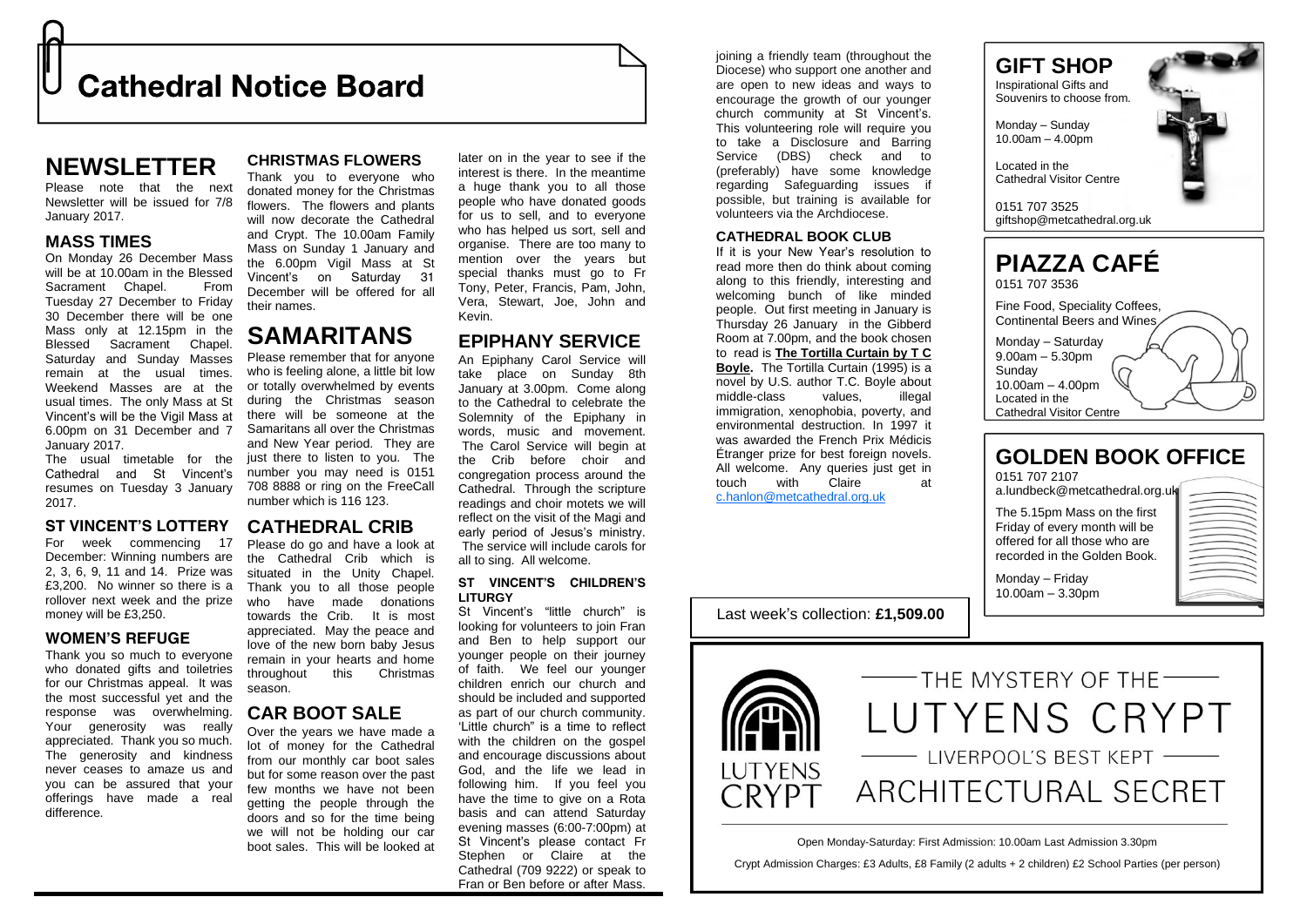# Cathedral Notice Board

## NEWSLETTER

Please note that the next Newsletter will be issued for 7/8 January 2017.

### MASS TIMES

On Monday 26 December Mass will be at 10.00am in the Blessed Sacrament Chapel. From Tuesday 27 December to Friday 30 December there will be one Mass only at 12.15pm in the Blessed Sacrament Chapel. Saturday and Sunday Masses remain at the usual times. Weekend Masses are at the usual times. The only Mass at St Vincent's will be the Vigil Mass at 6.00pm on 31 December and 7 January 2017.

The usual timetable for the Cathedral and St Vincent's resumes on Tuesday 3 January 2017.

### ST VINCENT'S LOTTERY

For week commencing 17 December: Winning numbers are 2, 3, 6, 9, 11 and 14. Prize was £3,200. No winner so there is a rollover next week and the prize money will be £3,250.

### WOMEN'S REFUGE

Thank you so much to everyone who donated gifts and toiletries for our Christmas appeal. It was the most successful yet and the response was overwhelming. Your generosity was really appreciated. Thank you so much. The generosity and kindness never ceases to amaze us and you can be assured that your offerings have made a real difference.

### CHRISTMAS FLOWERS

Thank you to everyone who donated money for the Christmas flowers. The flowers and plants will now decorate the Cathedral and Crypt. The 10.00am Family Mass on Sunday 1 January and the 6.00pm Vigil Mass at St Vincent's on Saturday 31 December will be offered for all their names.

## SAMARITANS

Please remember that for anyone who is feeling alone, a little bit low or totally overwhelmed by events during the Christmas season there will be someone at the Samaritans all over the Christmas and New Year period. They are just there to listen to you. The number you may need is 0151 708 8888 or ring on the FreeCall number which is 116 123.

### CATHEDRAL CRIB

Please do go and have a look at the Cathedral Crib which is situated in the Unity Chapel. Thank you to all those people who have made donations towards the Crib. It is most appreciated. May the peace and love of the new born baby Jesus remain in your hearts and home throughout this Christmas season.

### CAR BOOT SALE

Over the years we have made a lot of money for the Cathedral from our monthly car boot sales but for some reason over the past few months we have not been getting the people through the doors and so for the time being we will not be holding our car boot sales. This will be looked at later on in the year to see if the interest is there. In the meantime a huge thank you to all those people who have donated goods for us to sell, and to everyone who has helped us sort, sell and organise. There are too many to mention over the years but special thanks must go to Fr Tony, Peter, Francis, Pam, John, Vera, Stewart, Joe, John and Kevin.

### EPIPHANY SERVICE

An Epiphany Carol Service will take place on Sunday 8th January at 3.00pm. Come along to the Cathedral to celebrate the Solemnity of the Epiphany in words, music and movement. The Carol Service will begin at the Crib before choir and congregation process around the Cathedral. Through the scripture readings and choir motets we will reflect on the visit of the Magi and early period of Jesus's ministry. The service will include carols for all to sing. All welcome.

#### ST VINCENT'S CHILDREN'S LITURGY

St Vincent's "little church" is looking for volunteers to join Fran and Ben to help support our younger people on their journey of faith. We feel our younger children enrich our church and should be included and supported as part of our church community. 'Little church" is a time to reflect with the children on the gospel and encourage discussions about God, and the life we lead in following him. If you feel you have the time to give on a Rota basis and can attend Saturday evening masses (6:00-7:00pm) at St Vincent's please contact Fr Stephen or Claire at the Cathedral (709 9222) or speak to Fran or Ben before or after Mass. joining a friendly team (throughout the Diocese) who support one another and are open to new ideas and ways to encourage the growth of our younger church community at St Vincent's. This volunteering role will require you to take a Disclosure and Barring Service (DBS) check and to (preferably) have some knowledge regarding Safeguarding issues if possible, but training is available for volunteers via the Archdiocese.

#### CATHEDRAL BOOK CLUB

If it is your New Year's resolution to read more then do think about coming along to this friendly, interesting and welcoming bunch of like minded people. Out first meeting in January is Thursday 26 January in the Gibberd Room at 7.00pm, and the book chosen to read is **The Tortilla Curtain by T C Boyle**. The Tortilla Curtain (1995) is a novel by U.S. author T.C. Boyle about middle-class values, illegal immigration, xenophobia, poverty, and environmental destruction. In 1997 it was awarded the French Prix Médicis Étranger prize for best foreign novels. All welcome. Any queries just get in touch with Claire at c.hanlon@metcathedral.org.uk

Last week's collection: **£1,509.00**

## GIFT SHOP

Inspirational Gifts and Souvenirs to choose from.

Monday – Sunday
10.00am – 4.00pm

Located in the Cathedral Visitor Centre

0151 707 3525
giftshop@metcathedral.org.uk

## PIAZZA CAFÉ

0151 707 3536

Fine Food, Speciality Coffees, Continental Beers and Wines

Monday – Saturday
9.00am – 5.30pm
Sunday
10.00am – 4.00pm
Located in the Cathedral Visitor Centre

## GOLDEN BOOK OFFICE

0151 707 2107
a.lundbeck@metcathedral.org.uk

The 5.15pm Mass on the first Friday of every month will be offered for all those who are recorded in the Golden Book.

Monday – Friday
10.00am – 3.30pm

LUTYENS CRYPT

THE MYSTERY OF THE
LUTYENS CRYPT
LIVERPOOL'S BEST KEPT
ARCHITECTURAL SECRET

Open Monday-Saturday: First Admission: 10.00am Last Admission 3.30pm

Crypt Admission Charges: £3 Adults, £8 Family (2 adults + 2 children) £2 School Parties (per person)